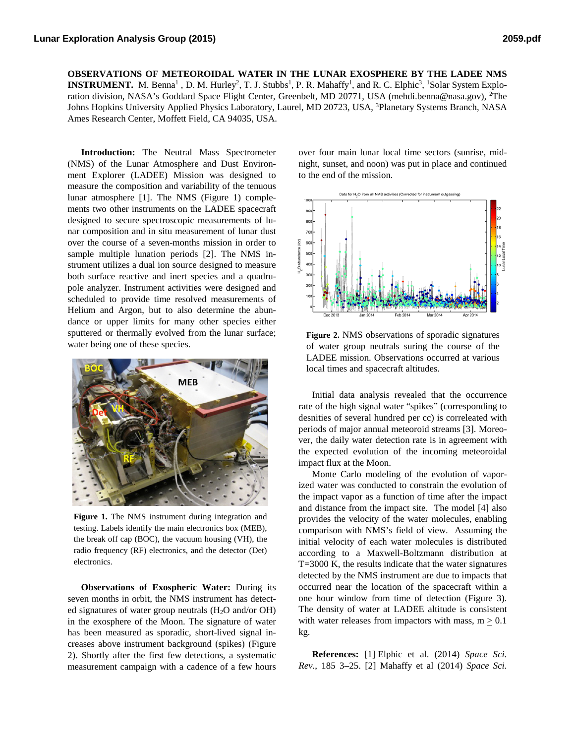**OBSERVATIONS OF METEOROIDAL WATER IN THE LUNAR EXOSPHERE BY THE LADEE NMS INSTRUMENT.** M. Benna[1] , D. M. Hurley[2], T. J. Stubbs[1], P. R. Mahaffy[1], and R. C. Elphic[3], [1]Solar System Exploration division, NASA's Goddard Space Flight Center, Greenbelt, MD 20771, USA (mehdi.benna@nasa.gov), [2]The Johns Hopkins University Applied Physics Laboratory, Laurel, MD 20723, USA, [3]Planetary Systems Branch, NASA Ames Research Center, Moffett Field, CA 94035, USA.

**Introduction:** The Neutral Mass Spectrometer (NMS) of the Lunar Atmosphere and Dust Environment Explorer (LADEE) Mission was designed to measure the composition and variability of the tenuous lunar atmosphere [1]. The NMS (Figure 1) complements two other instruments on the LADEE spacecraft designed to secure spectroscopic measurements of lunar composition and in situ measurement of lunar dust over the course of a seven-months mission in order to sample multiple lunation periods [2]. The NMS instrument utilizes a dual ion source designed to measure both surface reactive and inert species and a quadrupole analyzer. Instrument activities were designed and scheduled to provide time resolved measurements of Helium and Argon, but to also determine the abundance or upper limits for many other species either sputtered or thermally evolved from the lunar surface; water being one of these species.

**Figure 1.** The NMS instrument during integration and testing. Labels identify the main electronics box (MEB), the break off cap (BOC), the vacuum housing (VH), the radio frequency (RF) electronics, and the detector (Det) electronics.

**Observations of Exospheric Water:** During its seven months in orbit, the NMS instrument has detected signatures of water group neutrals ($H_2O$ and/or OH) in the exosphere of the Moon. The signature of water has been measured as sporadic, short-lived signal increases above instrument background (spikes) (Figure 2). Shortly after the first few detections, a systematic measurement campaign with a cadence of a few hours over four main lunar local time sectors (sunrise, midnight, sunset, and noon) was put in place and continued to the end of the mission.

**Figure 2.** NMS observations of sporadic signatures of water group neutrals suring the course of the LADEE mission. Observations occurred at various local times and spacecraft altitudes.

Initial data analysis revealed that the occurrence rate of the high signal water "spikes" (corresponding to desnities of several hundred per cc) is correleated with periods of major annual meteoroid streams [3]. Moreover, the daily water detection rate is in agreement with the expected evolution of the incoming meteoroidal impact flux at the Moon.

Monte Carlo modeling of the evolution of vaporized water was conducted to constrain the evolution of the impact vapor as a function of time after the impact and distance from the impact site. The model [4] also provides the velocity of the water molecules, enabling comparison with NMS's field of view. Assuming the initial velocity of each water molecules is distributed according to a Maxwell-Boltzmann distribution at T=3000 K, the results indicate that the water signatures detected by the NMS instrument are due to impacts that occurred near the location of the spacecraft within a one hour window from time of detection (Figure 3). The density of water at LADEE altitude is consistent with water releases from impactors with mass, $m \geq 0.1$ kg.

**References:** [1] Elphic et al. (2014) *Space Sci. Rev.*, 185 3–25. [2] Mahaffy et al (2014) *Space Sci.*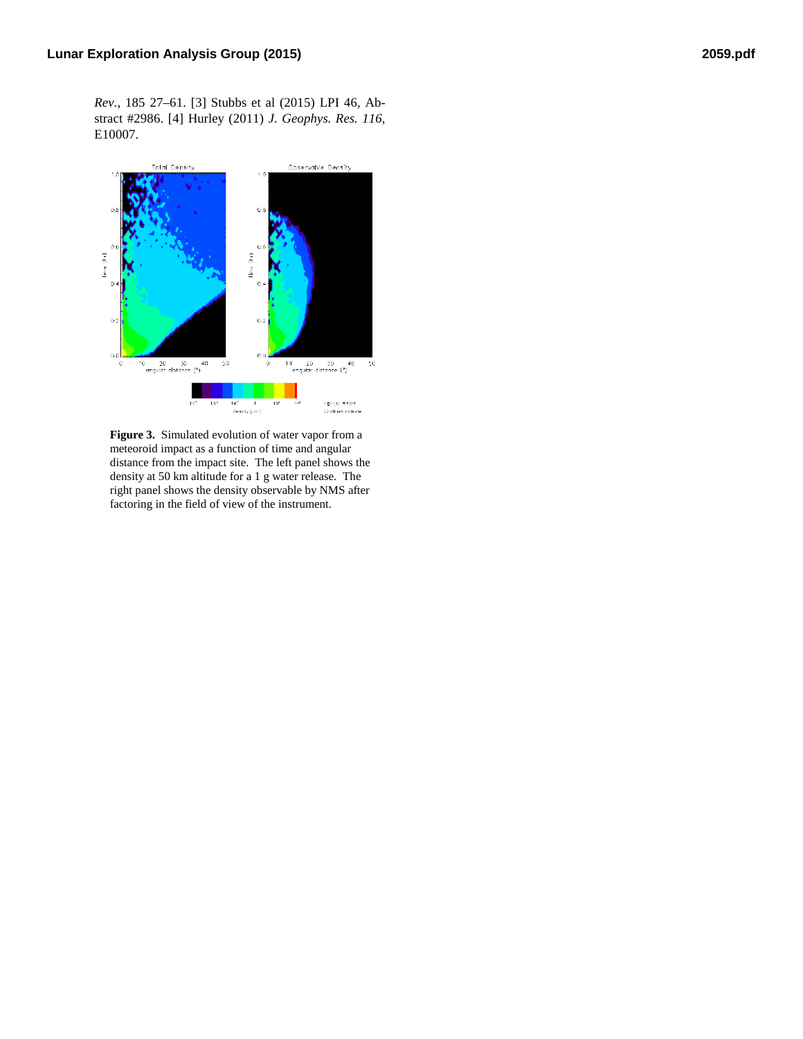*Rev.*, 185 27–61. [3] Stubbs et al (2015) LPI 46, Abstract #2986. [4] Hurley (2011) *J. Geophys. Res. 116*, E10007.

Total Density

Observable Density

time (hr)

angular distance (°)

density (cm⁻³)

1 g H$_2$O release

50 km altitude

**Figure 3.** Simulated evolution of water vapor from a meteoroid impact as a function of time and angular distance from the impact site. The left panel shows the density at 50 km altitude for a 1 g water release. The right panel shows the density observable by NMS after factoring in the field of view of the instrument.